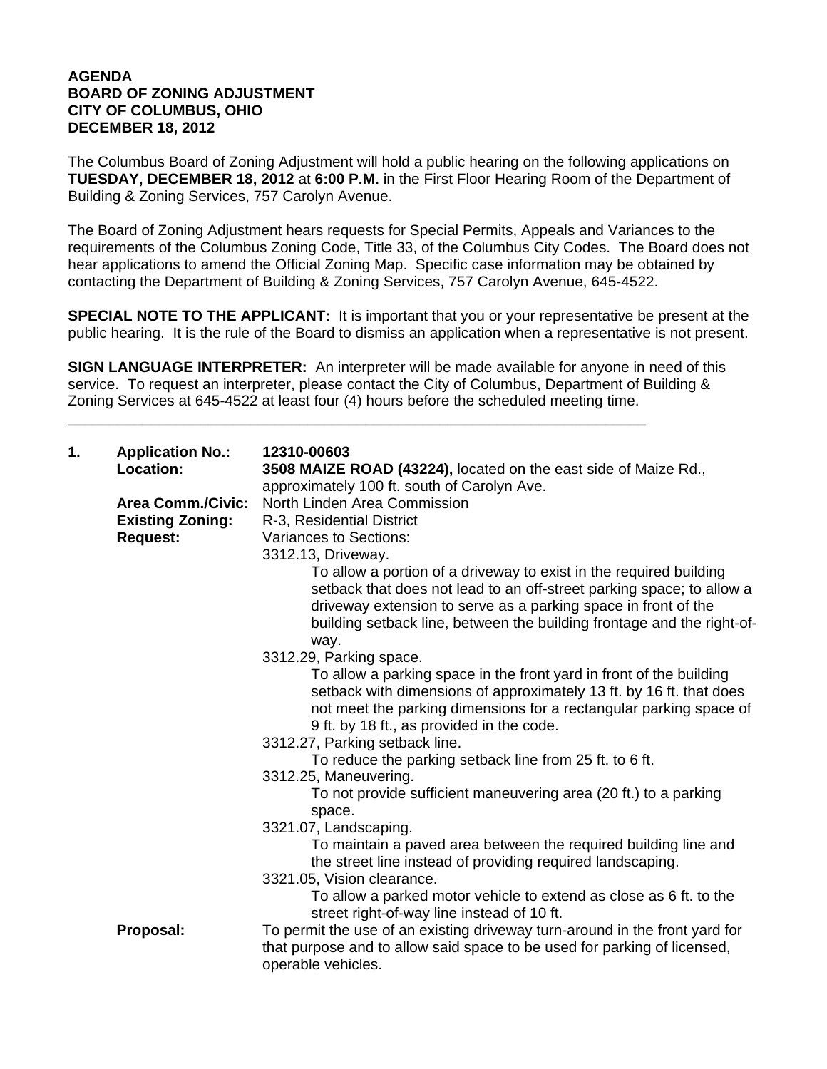**AGENDA**
**BOARD OF ZONING ADJUSTMENT**
**CITY OF COLUMBUS, OHIO**
**DECEMBER 18, 2012**

The Columbus Board of Zoning Adjustment will hold a public hearing on the following applications on **TUESDAY, DECEMBER 18, 2012** at **6:00 P.M.** in the First Floor Hearing Room of the Department of Building & Zoning Services, 757 Carolyn Avenue.

The Board of Zoning Adjustment hears requests for Special Permits, Appeals and Variances to the requirements of the Columbus Zoning Code, Title 33, of the Columbus City Codes. The Board does not hear applications to amend the Official Zoning Map. Specific case information may be obtained by contacting the Department of Building & Zoning Services, 757 Carolyn Avenue, 645-4522.

**SPECIAL NOTE TO THE APPLICANT:** It is important that you or your representative be present at the public hearing. It is the rule of the Board to dismiss an application when a representative is not present.

**SIGN LANGUAGE INTERPRETER:** An interpreter will be made available for anyone in need of this service. To request an interpreter, please contact the City of Columbus, Department of Building & Zoning Services at 645-4522 at least four (4) hours before the scheduled meeting time.

---

**1. Application No.:** **12310-00603**

**Location:** **3508 MAIZE ROAD (43224),** located on the east side of Maize Rd., approximately 100 ft. south of Carolyn Ave.

**Area Comm./Civic:** North Linden Area Commission

**Existing Zoning:** R-3, Residential District

**Request:** Variances to Sections:

3312.13, Driveway.
To allow a portion of a driveway to exist in the required building setback that does not lead to an off-street parking space; to allow a driveway extension to serve as a parking space in front of the building setback line, between the building frontage and the right-of-way.

3312.29, Parking space.
To allow a parking space in the front yard in front of the building setback with dimensions of approximately 13 ft. by 16 ft. that does not meet the parking dimensions for a rectangular parking space of 9 ft. by 18 ft., as provided in the code.

3312.27, Parking setback line.
To reduce the parking setback line from 25 ft. to 6 ft.

3312.25, Maneuvering.
To not provide sufficient maneuvering area (20 ft.) to a parking space.

3321.07, Landscaping.
To maintain a paved area between the required building line and the street line instead of providing required landscaping.

3321.05, Vision clearance.
To allow a parked motor vehicle to extend as close as 6 ft. to the street right-of-way line instead of 10 ft.

**Proposal:** To permit the use of an existing driveway turn-around in the front yard for that purpose and to allow said space to be used for parking of licensed, operable vehicles.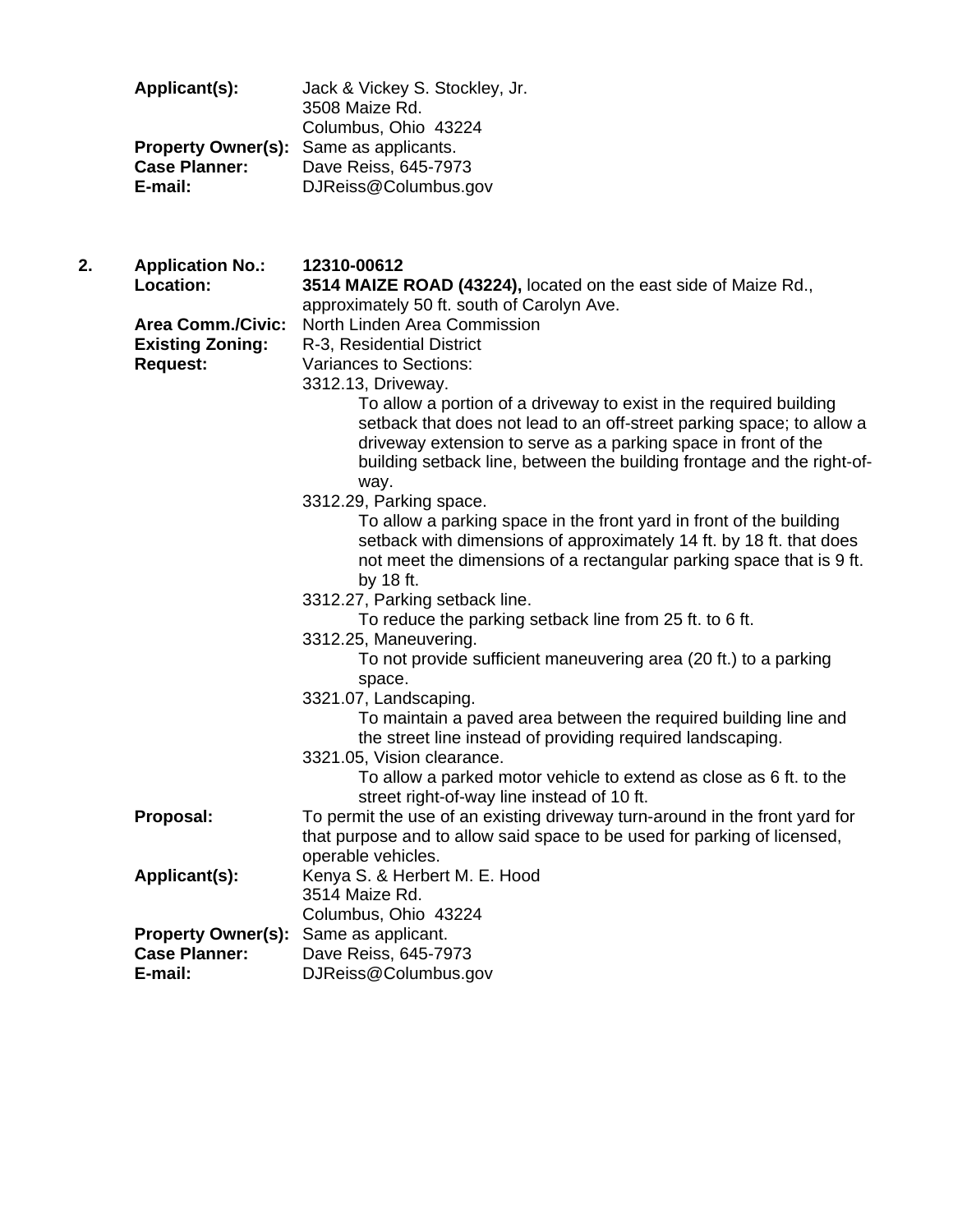**Applicant(s):** Jack & Vickey S. Stockley, Jr.
3508 Maize Rd.
Columbus, Ohio 43224

**Property Owner(s):** Same as applicants.

**Case Planner:** Dave Reiss, 645-7973

**E-mail:** DJReiss@Columbus.gov

**2. Application No.:** **12310-00612**

**Location:** **3514 MAIZE ROAD (43224),** located on the east side of Maize Rd., approximately 50 ft. south of Carolyn Ave.

**Area Comm./Civic:** North Linden Area Commission

**Existing Zoning:** R-3, Residential District

**Request:** Variances to Sections:

3312.13, Driveway.
: To allow a portion of a driveway to exist in the required building setback that does not lead to an off-street parking space; to allow a driveway extension to serve as a parking space in front of the building setback line, between the building frontage and the right-of-way.

3312.29, Parking space.
: To allow a parking space in the front yard in front of the building setback with dimensions of approximately 14 ft. by 18 ft. that does not meet the dimensions of a rectangular parking space that is 9 ft. by 18 ft.

3312.27, Parking setback line.
: To reduce the parking setback line from 25 ft. to 6 ft.

3312.25, Maneuvering.
: To not provide sufficient maneuvering area (20 ft.) to a parking space.

3321.07, Landscaping.
: To maintain a paved area between the required building line and the street line instead of providing required landscaping.

3321.05, Vision clearance.
: To allow a parked motor vehicle to extend as close as 6 ft. to the street right-of-way line instead of 10 ft.

**Proposal:** To permit the use of an existing driveway turn-around in the front yard for that purpose and to allow said space to be used for parking of licensed, operable vehicles.

**Applicant(s):** Kenya S. & Herbert M. E. Hood
3514 Maize Rd.
Columbus, Ohio 43224

**Property Owner(s):** Same as applicant.

**Case Planner:** Dave Reiss, 645-7973

**E-mail:** DJReiss@Columbus.gov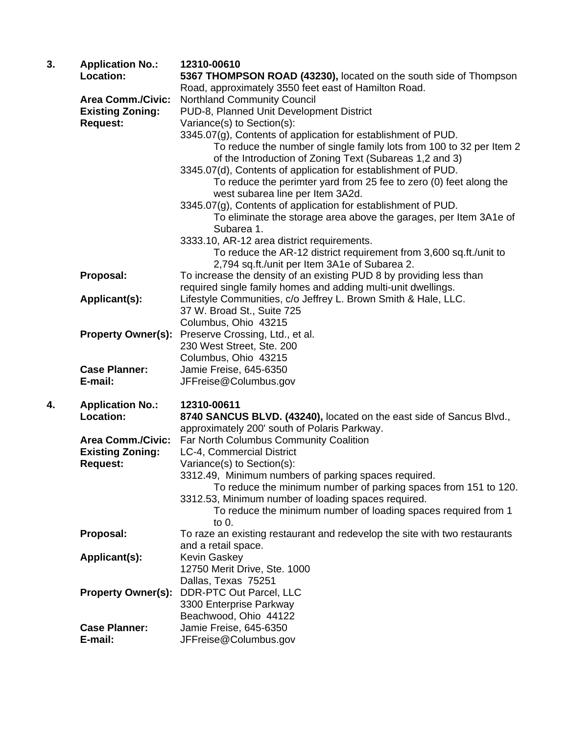**3.** **Application No.:** **12310-00610**

**Location:** **5367 THOMPSON ROAD (43230),** located on the south side of Thompson Road, approximately 3550 feet east of Hamilton Road.

**Area Comm./Civic:** Northland Community Council

**Existing Zoning:** PUD-8, Planned Unit Development District

**Request:** Variance(s) to Section(s):

3345.07(g), Contents of application for establishment of PUD.
To reduce the number of single family lots from 100 to 32 per Item 2 of the Introduction of Zoning Text (Subareas 1,2 and 3)

3345.07(d), Contents of application for establishment of PUD.
To reduce the perimter yard from 25 fee to zero (0) feet along the west subarea line per Item 3A2d.

3345.07(g), Contents of application for establishment of PUD.
To eliminate the storage area above the garages, per Item 3A1e of Subarea 1.

3333.10, AR-12 area district requirements.
To reduce the AR-12 district requirement from 3,600 sq.ft./unit to 2,794 sq.ft./unit per Item 3A1e of Subarea 2.

**Proposal:** To increase the density of an existing PUD 8 by providing less than required single family homes and adding multi-unit dwellings.

**Applicant(s):** Lifestyle Communities, c/o Jeffrey L. Brown Smith & Hale, LLC.
37 W. Broad St., Suite 725
Columbus, Ohio 43215

**Property Owner(s):** Preserve Crossing, Ltd., et al.
230 West Street, Ste. 200
Columbus, Ohio 43215

**Case Planner:** Jamie Freise, 645-6350

**E-mail:** JFFreise@Columbus.gov

**4.** **Application No.:** **12310-00611**

**Location:** **8740 SANCUS BLVD. (43240),** located on the east side of Sancus Blvd., approximately 200' south of Polaris Parkway.

**Area Comm./Civic:** Far North Columbus Community Coalition

**Existing Zoning:** LC-4, Commercial District

**Request:** Variance(s) to Section(s):

3312.49, Minimum numbers of parking spaces required.
To reduce the minimum number of parking spaces from 151 to 120.

3312.53, Minimum number of loading spaces required.
To reduce the minimum number of loading spaces required from 1 to 0.

**Proposal:** To raze an existing restaurant and redevelop the site with two restaurants and a retail space.

**Applicant(s):** Kevin Gaskey
12750 Merit Drive, Ste. 1000
Dallas, Texas 75251

**Property Owner(s):** DDR-PTC Out Parcel, LLC
3300 Enterprise Parkway
Beachwood, Ohio 44122

**Case Planner:** Jamie Freise, 645-6350

**E-mail:** JFFreise@Columbus.gov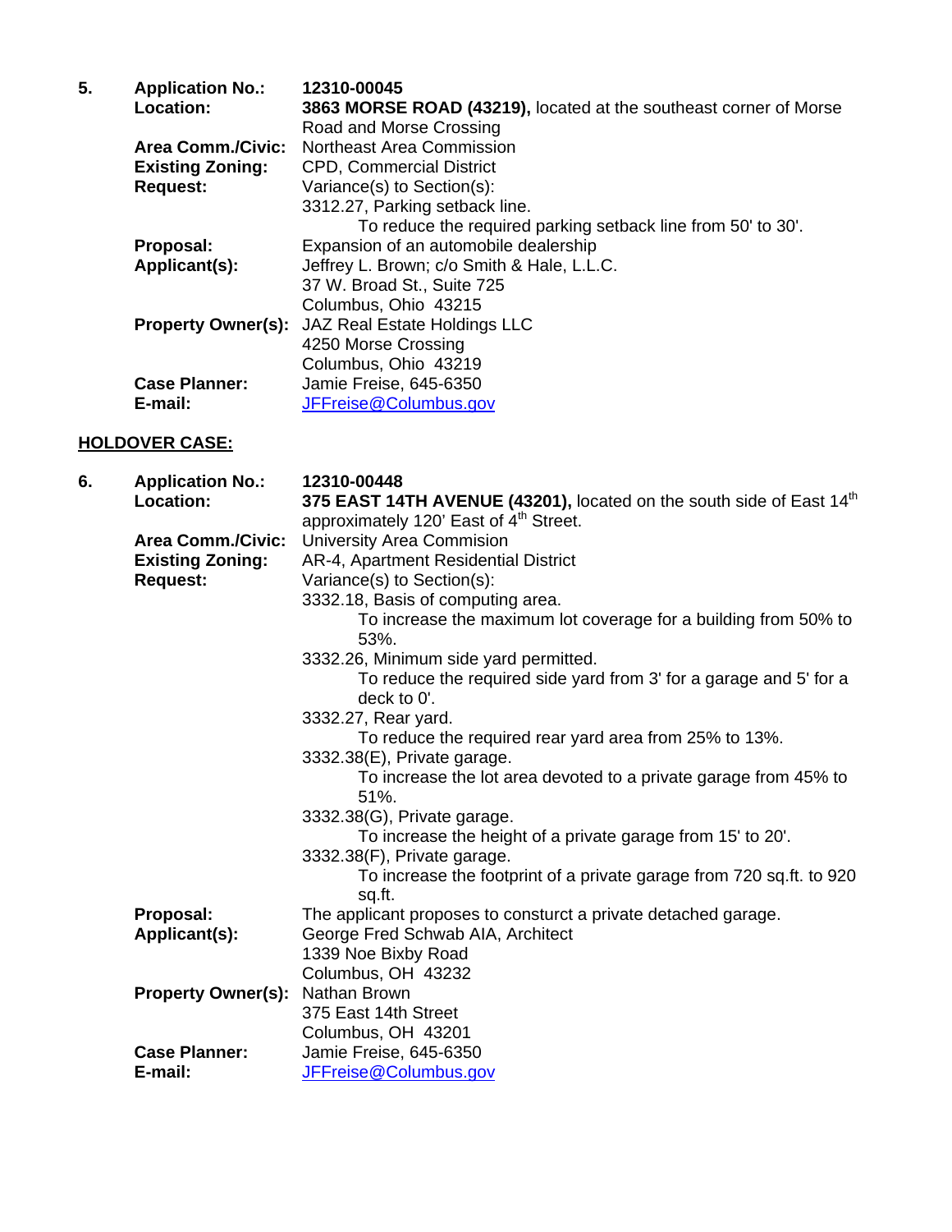**5.** **Application No.:** **12310-00045**
**Location:** **3863 MORSE ROAD (43219),** located at the southeast corner of Morse Road and Morse Crossing
**Area Comm./Civic:** Northeast Area Commission
**Existing Zoning:** CPD, Commercial District
**Request:** Variance(s) to Section(s):
3312.27, Parking setback line.
To reduce the required parking setback line from 50' to 30'.
**Proposal:** Expansion of an automobile dealership
**Applicant(s):** Jeffrey L. Brown; c/o Smith & Hale, L.L.C.
37 W. Broad St., Suite 725
Columbus, Ohio 43215
**Property Owner(s):** JAZ Real Estate Holdings LLC
4250 Morse Crossing
Columbus, Ohio 43219
**Case Planner:** Jamie Freise, 645-6350
**E-mail:** JFFreise@Columbus.gov

**HOLDOVER CASE:**

**6.** **Application No.:** **12310-00448**
**Location:** **375 EAST 14TH AVENUE (43201),** located on the south side of East 14th approximately 120' East of 4th Street.
**Area Comm./Civic:** University Area Commision
**Existing Zoning:** AR-4, Apartment Residential District
**Request:** Variance(s) to Section(s):
3332.18, Basis of computing area.
To increase the maximum lot coverage for a building from 50% to 53%.
3332.26, Minimum side yard permitted.
To reduce the required side yard from 3' for a garage and 5' for a deck to 0'.
3332.27, Rear yard.
To reduce the required rear yard area from 25% to 13%.
3332.38(E), Private garage.
To increase the lot area devoted to a private garage from 45% to 51%.
3332.38(G), Private garage.
To increase the height of a private garage from 15' to 20'.
3332.38(F), Private garage.
To increase the footprint of a private garage from 720 sq.ft. to 920 sq.ft.
**Proposal:** The applicant proposes to consturct a private detached garage.
**Applicant(s):** George Fred Schwab AIA, Architect
1339 Noe Bixby Road
Columbus, OH 43232
**Property Owner(s):** Nathan Brown
375 East 14th Street
Columbus, OH 43201
**Case Planner:** Jamie Freise, 645-6350
**E-mail:** JFFreise@Columbus.gov